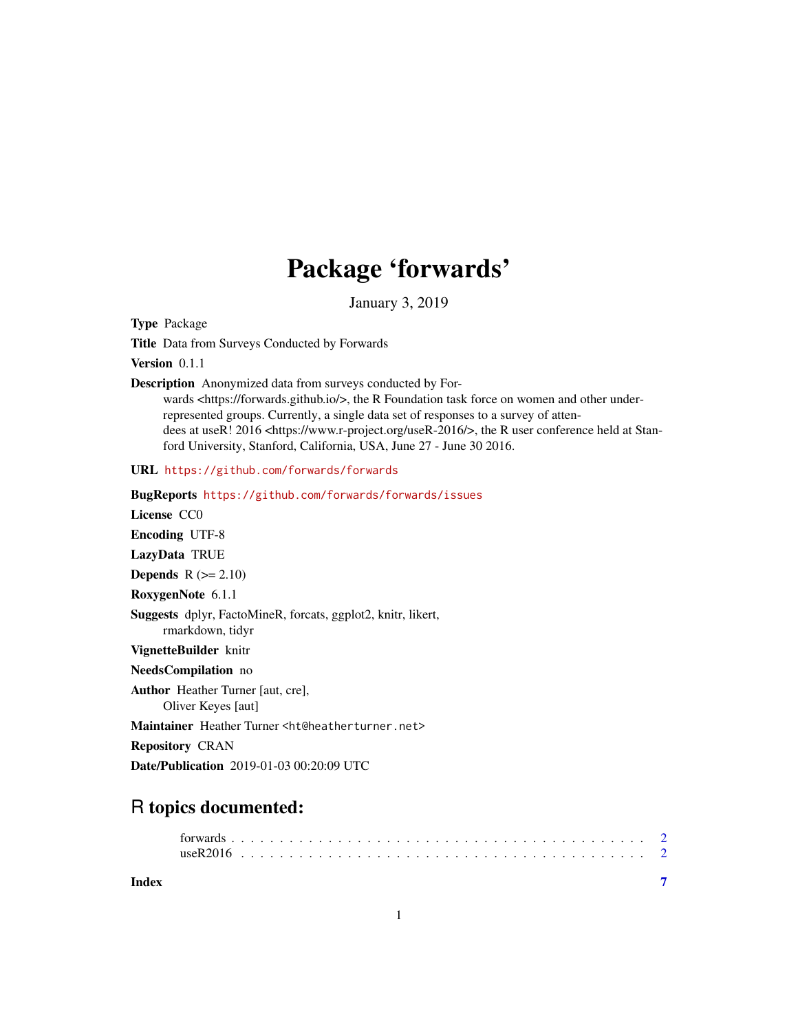# Package 'forwards'

January 3, 2019

**Type** Package

**Title** Data from Surveys Conducted by Forwards

**Version** 0.1.1

**Description** Anonymized data from surveys conducted by Forwards <https://forwards.github.io/>, the R Foundation task force on women and other under-represented groups. Currently, a single data set of responses to a survey of attendees at useR! 2016 <https://www.r-project.org/useR-2016/>, the R user conference held at Stanford University, Stanford, California, USA, June 27 - June 30 2016.

**URL** https://github.com/forwards/forwards

**BugReports** https://github.com/forwards/forwards/issues

**License** CC0

**Encoding** UTF-8

**LazyData** TRUE

**Depends** R (>= 2.10)

**RoxygenNote** 6.1.1

**Suggests** dplyr, FactoMineR, forcats, ggplot2, knitr, likert, rmarkdown, tidyr

**VignetteBuilder** knitr

**NeedsCompilation** no

**Author** Heather Turner [aut, cre], Oliver Keyes [aut]

**Maintainer** Heather Turner <ht@heatherturner.net>

**Repository** CRAN

**Date/Publication** 2019-01-03 00:20:09 UTC

## R topics documented:

forwards . . . . . . . . . . . . . . . . . . . . . . . . . . . . . . . . . . . . . . . . 2
useR2016 . . . . . . . . . . . . . . . . . . . . . . . . . . . . . . . . . . . . . . . . 2

**Index** 7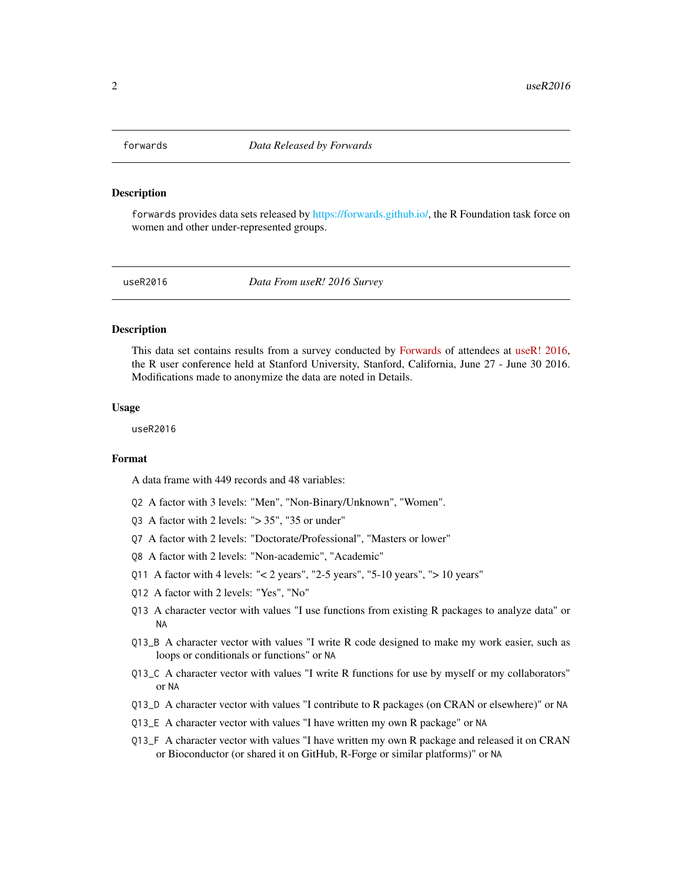## forwards — *Data Released by Forwards*

### Description

`forwards` provides data sets released by https://forwards.github.io/, the R Foundation task force on women and other under-represented groups.

## useR2016 — *Data From useR! 2016 Survey*

### Description

This data set contains results from a survey conducted by Forwards of attendees at useR! 2016, the R user conference held at Stanford University, Stanford, California, June 27 - June 30 2016. Modifications made to anonymize the data are noted in Details.

### Usage

```
useR2016
```

### Format

A data frame with 449 records and 48 variables:

- `Q2` A factor with 3 levels: "Men", "Non-Binary/Unknown", "Women".
- `Q3` A factor with 2 levels: "> 35", "35 or under"
- `Q7` A factor with 2 levels: "Doctorate/Professional", "Masters or lower"
- `Q8` A factor with 2 levels: "Non-academic", "Academic"
- `Q11` A factor with 4 levels: "< 2 years", "2-5 years", "5-10 years", "> 10 years"
- `Q12` A factor with 2 levels: "Yes", "No"
- `Q13` A character vector with values "I use functions from existing R packages to analyze data" or `NA`
- `Q13_B` A character vector with values "I write R code designed to make my work easier, such as loops or conditionals or functions" or `NA`
- `Q13_C` A character vector with values "I write R functions for use by myself or my collaborators" or `NA`
- `Q13_D` A character vector with values "I contribute to R packages (on CRAN or elsewhere)" or `NA`
- `Q13_E` A character vector with values "I have written my own R package" or `NA`
- `Q13_F` A character vector with values "I have written my own R package and released it on CRAN or Bioconductor (or shared it on GitHub, R-Forge or similar platforms)" or `NA`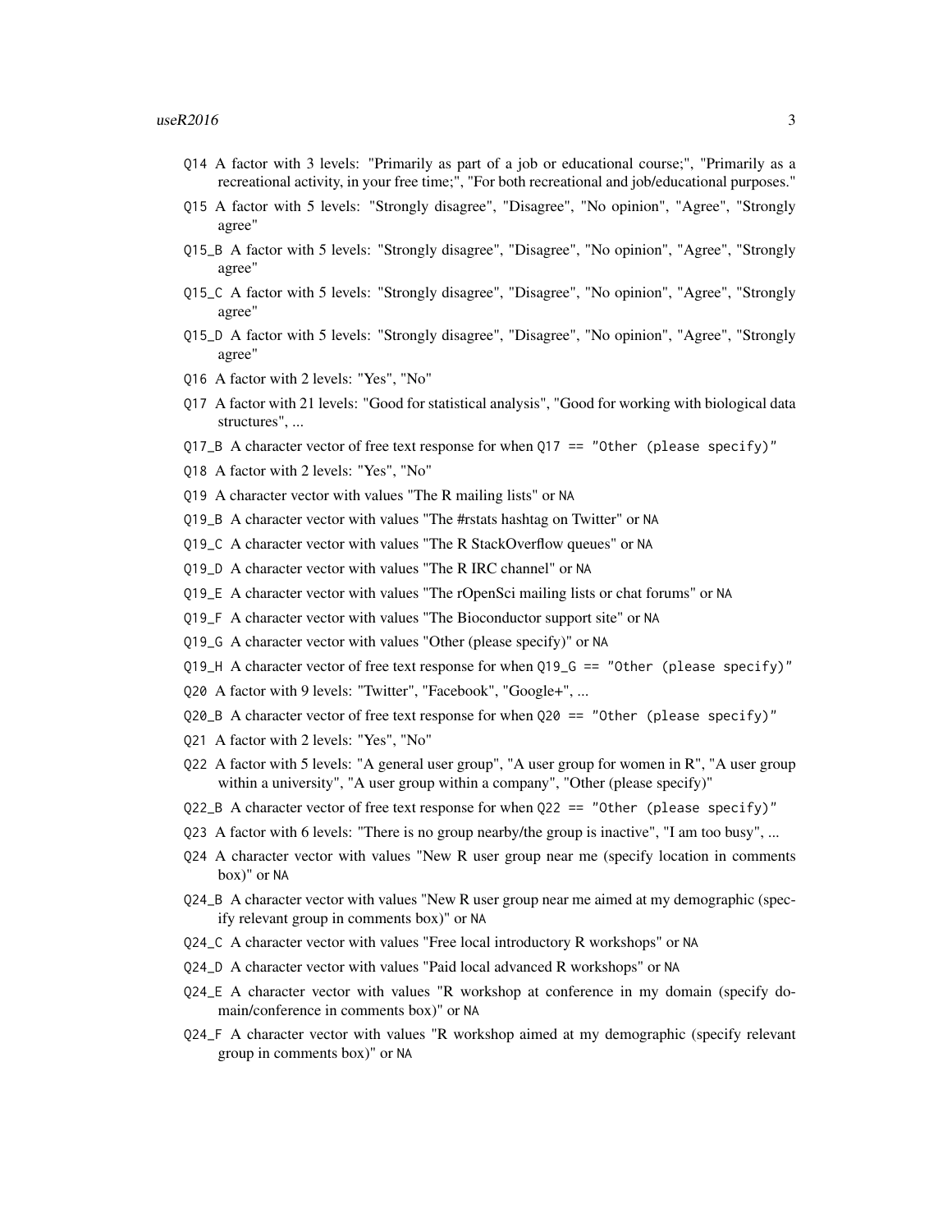Q14 A factor with 3 levels: "Primarily as part of a job or educational course;", "Primarily as a recreational activity, in your free time;", "For both recreational and job/educational purposes."

Q15 A factor with 5 levels: "Strongly disagree", "Disagree", "No opinion", "Agree", "Strongly agree"

Q15_B A factor with 5 levels: "Strongly disagree", "Disagree", "No opinion", "Agree", "Strongly agree"

Q15_C A factor with 5 levels: "Strongly disagree", "Disagree", "No opinion", "Agree", "Strongly agree"

Q15_D A factor with 5 levels: "Strongly disagree", "Disagree", "No opinion", "Agree", "Strongly agree"

Q16 A factor with 2 levels: "Yes", "No"

Q17 A factor with 21 levels: "Good for statistical analysis", "Good for working with biological data structures", ...

Q17_B A character vector of free text response for when `Q17 == "Other (please specify)"`

Q18 A factor with 2 levels: "Yes", "No"

Q19 A character vector with values "The R mailing lists" or `NA`

Q19_B A character vector with values "The #rstats hashtag on Twitter" or `NA`

Q19_C A character vector with values "The R StackOverflow queues" or `NA`

Q19_D A character vector with values "The R IRC channel" or `NA`

Q19_E A character vector with values "The rOpenSci mailing lists or chat forums" or `NA`

Q19_F A character vector with values "The Bioconductor support site" or `NA`

Q19_G A character vector with values "Other (please specify)" or `NA`

Q19_H A character vector of free text response for when `Q19_G == "Other (please specify)"`

Q20 A factor with 9 levels: "Twitter", "Facebook", "Google+", ...

Q20_B A character vector of free text response for when `Q20 == "Other (please specify)"`

Q21 A factor with 2 levels: "Yes", "No"

Q22 A factor with 5 levels: "A general user group", "A user group for women in R", "A user group within a university", "A user group within a company", "Other (please specify)"

Q22_B A character vector of free text response for when `Q22 == "Other (please specify)"`

Q23 A factor with 6 levels: "There is no group nearby/the group is inactive", "I am too busy", ...

Q24 A character vector with values "New R user group near me (specify location in comments box)" or `NA`

Q24_B A character vector with values "New R user group near me aimed at my demographic (specify relevant group in comments box)" or `NA`

Q24_C A character vector with values "Free local introductory R workshops" or `NA`

Q24_D A character vector with values "Paid local advanced R workshops" or `NA`

Q24_E A character vector with values "R workshop at conference in my domain (specify domain/conference in comments box)" or `NA`

Q24_F A character vector with values "R workshop aimed at my demographic (specify relevant group in comments box)" or `NA`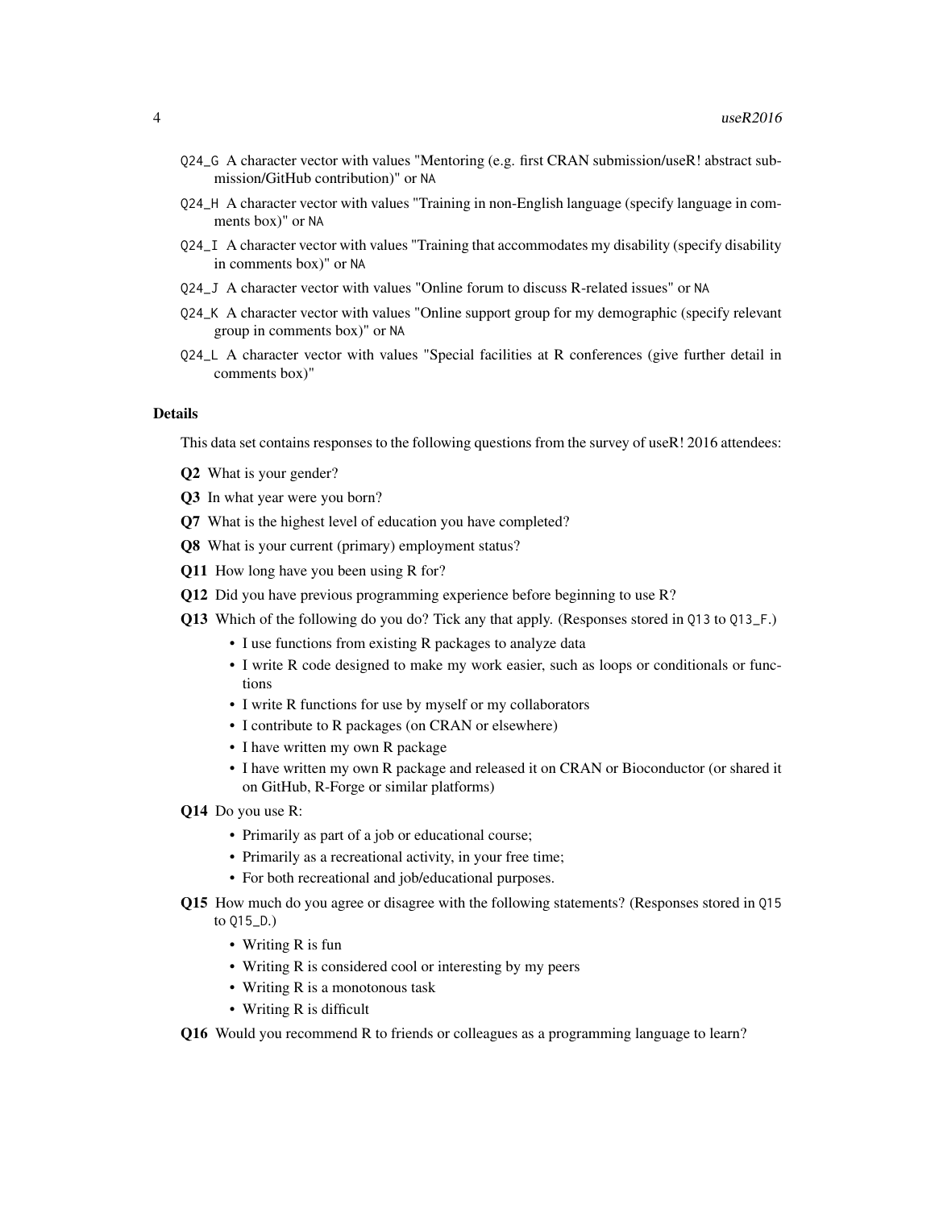Q24_G A character vector with values "Mentoring (e.g. first CRAN submission/useR! abstract submission/GitHub contribution)" or NA

Q24_H A character vector with values "Training in non-English language (specify language in comments box)" or NA

Q24_I A character vector with values "Training that accommodates my disability (specify disability in comments box)" or NA

Q24_J A character vector with values "Online forum to discuss R-related issues" or NA

Q24_K A character vector with values "Online support group for my demographic (specify relevant group in comments box)" or NA

Q24_L A character vector with values "Special facilities at R conferences (give further detail in comments box)"

### Details

This data set contains responses to the following questions from the survey of useR! 2016 attendees:

**Q2** What is your gender?

**Q3** In what year were you born?

**Q7** What is the highest level of education you have completed?

**Q8** What is your current (primary) employment status?

**Q11** How long have you been using R for?

**Q12** Did you have previous programming experience before beginning to use R?

**Q13** Which of the following do you do? Tick any that apply. (Responses stored in Q13 to Q13_F.)

- I use functions from existing R packages to analyze data
- I write R code designed to make my work easier, such as loops or conditionals or functions
- I write R functions for use by myself or my collaborators
- I contribute to R packages (on CRAN or elsewhere)
- I have written my own R package
- I have written my own R package and released it on CRAN or Bioconductor (or shared it on GitHub, R-Forge or similar platforms)

**Q14** Do you use R:

- Primarily as part of a job or educational course;
- Primarily as a recreational activity, in your free time;
- For both recreational and job/educational purposes.

**Q15** How much do you agree or disagree with the following statements? (Responses stored in Q15 to Q15_D.)

- Writing R is fun
- Writing R is considered cool or interesting by my peers
- Writing R is a monotonous task
- Writing R is difficult

**Q16** Would you recommend R to friends or colleagues as a programming language to learn?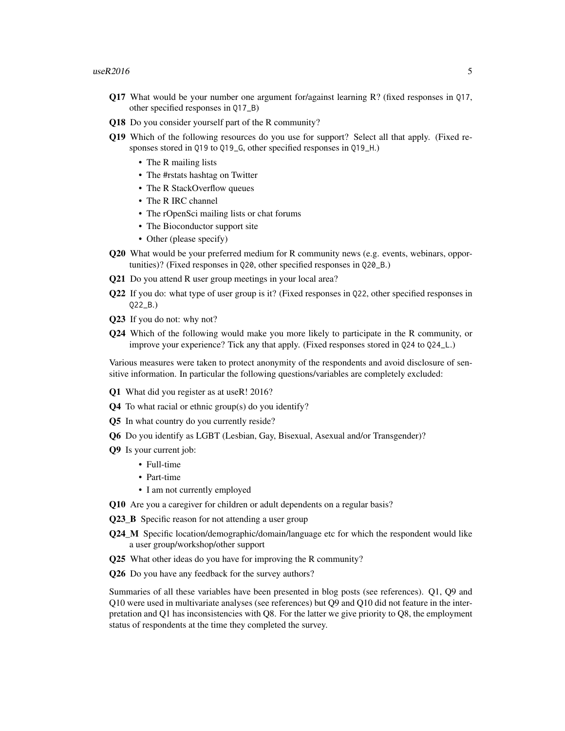**Q17** What would be your number one argument for/against learning R? (fixed responses in `Q17`, other specified responses in `Q17_B`)

**Q18** Do you consider yourself part of the R community?

**Q19** Which of the following resources do you use for support? Select all that apply. (Fixed responses stored in `Q19` to `Q19_G`, other specified responses in `Q19_H`.)

- The R mailing lists
- The #rstats hashtag on Twitter
- The R StackOverflow queues
- The R IRC channel
- The rOpenSci mailing lists or chat forums
- The Bioconductor support site
- Other (please specify)

**Q20** What would be your preferred medium for R community news (e.g. events, webinars, opportunities)? (Fixed responses in `Q20`, other specified responses in `Q20_B`.)

**Q21** Do you attend R user group meetings in your local area?

**Q22** If you do: what type of user group is it? (Fixed responses in `Q22`, other specified responses in `Q22_B`.)

**Q23** If you do not: why not?

**Q24** Which of the following would make you more likely to participate in the R community, or improve your experience? Tick any that apply. (Fixed responses stored in `Q24` to `Q24_L`.)

Various measures were taken to protect anonymity of the respondents and avoid disclosure of sensitive information. In particular the following questions/variables are completely excluded:

**Q1** What did you register as at useR! 2016?

**Q4** To what racial or ethnic group(s) do you identify?

**Q5** In what country do you currently reside?

**Q6** Do you identify as LGBT (Lesbian, Gay, Bisexual, Asexual and/or Transgender)?

**Q9** Is your current job:

- Full-time
- Part-time
- I am not currently employed

**Q10** Are you a caregiver for children or adult dependents on a regular basis?

**Q23_B** Specific reason for not attending a user group

**Q24_M** Specific location/demographic/domain/language etc for which the respondent would like a user group/workshop/other support

**Q25** What other ideas do you have for improving the R community?

**Q26** Do you have any feedback for the survey authors?

Summaries of all these variables have been presented in blog posts (see references). Q1, Q9 and Q10 were used in multivariate analyses (see references) but Q9 and Q10 did not feature in the interpretation and Q1 has inconsistencies with Q8. For the latter we give priority to Q8, the employment status of respondents at the time they completed the survey.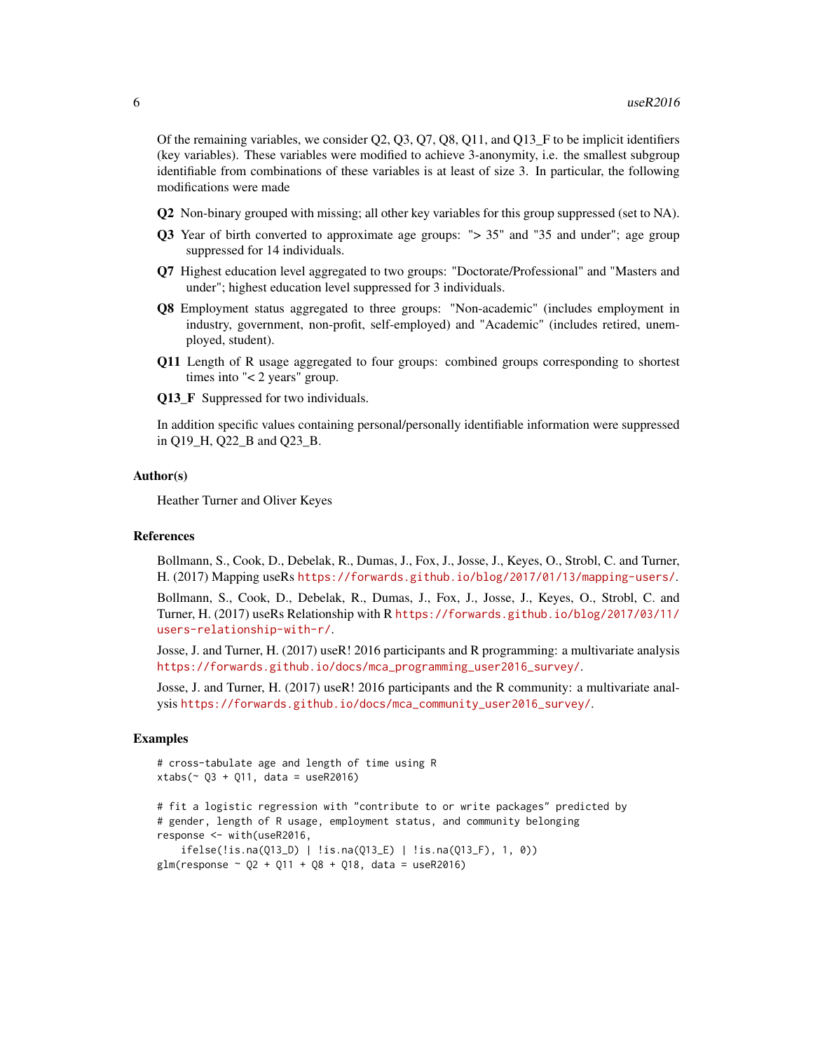Of the remaining variables, we consider Q2, Q3, Q7, Q8, Q11, and Q13_F to be implicit identifiers (key variables). These variables were modified to achieve 3-anonymity, i.e. the smallest subgroup identifiable from combinations of these variables is at least of size 3. In particular, the following modifications were made

**Q2** Non-binary grouped with missing; all other key variables for this group suppressed (set to NA).

**Q3** Year of birth converted to approximate age groups: "> 35" and "35 and under"; age group suppressed for 14 individuals.

**Q7** Highest education level aggregated to two groups: "Doctorate/Professional" and "Masters and under"; highest education level suppressed for 3 individuals.

**Q8** Employment status aggregated to three groups: "Non-academic" (includes employment in industry, government, non-profit, self-employed) and "Academic" (includes retired, unemployed, student).

**Q11** Length of R usage aggregated to four groups: combined groups corresponding to shortest times into "< 2 years" group.

**Q13_F** Suppressed for two individuals.

In addition specific values containing personal/personally identifiable information were suppressed in Q19_H, Q22_B and Q23_B.

### Author(s)

Heather Turner and Oliver Keyes

### References

Bollmann, S., Cook, D., Debelak, R., Dumas, J., Fox, J., Josse, J., Keyes, O., Strobl, C. and Turner, H. (2017) Mapping useRs https://forwards.github.io/blog/2017/01/13/mapping-users/.

Bollmann, S., Cook, D., Debelak, R., Dumas, J., Fox, J., Josse, J., Keyes, O., Strobl, C. and Turner, H. (2017) useRs Relationship with R https://forwards.github.io/blog/2017/03/11/users-relationship-with-r/.

Josse, J. and Turner, H. (2017) useR! 2016 participants and R programming: a multivariate analysis https://forwards.github.io/docs/mca_programming_user2016_survey/.

Josse, J. and Turner, H. (2017) useR! 2016 participants and the R community: a multivariate analysis https://forwards.github.io/docs/mca_community_user2016_survey/.

### Examples

```
# cross-tabulate age and length of time using R
xtabs(~ Q3 + Q11, data = useR2016)

# fit a logistic regression with "contribute to or write packages" predicted by
# gender, length of R usage, employment status, and community belonging
response <- with(useR2016,
    ifelse(!is.na(Q13_D) | !is.na(Q13_E) | !is.na(Q13_F), 1, 0))
glm(response ~ Q2 + Q11 + Q8 + Q18, data = useR2016)
```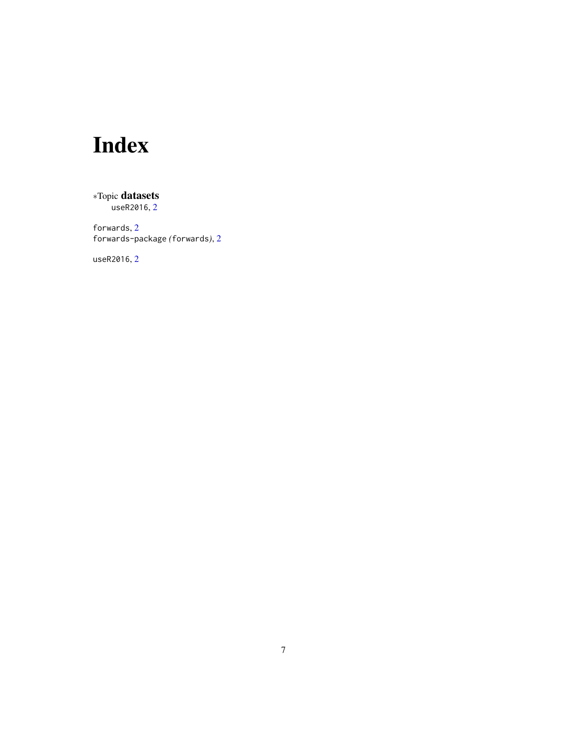# Index

*Topic **datasets**
    useR2016, 2

forwards, 2
forwards-package *(forwards)*, 2

useR2016, 2